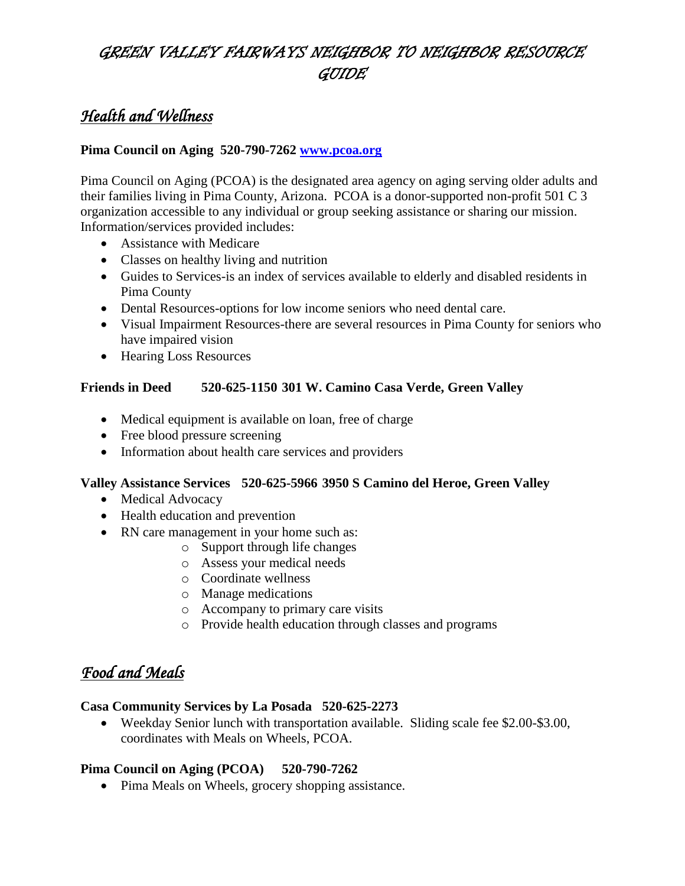# GREEN VALLEY FAIRWAYS NEIGHBOR TO NEIGHBOR RESOURCE GUIDE

## *Health and Wellness*

**Pima Council on Aging 520-790-7262 [www.pcoa.org](http://www.pcoa.org)**

Pima Council on Aging (PCOA) is the designated area agency on aging serving older adults and their families living in Pima County, Arizona. PCOA is a donor-supported non-profit 501 C 3 organization accessible to any individual or group seeking assistance or sharing our mission. Information/services provided includes:

- Assistance with Medicare
- Classes on healthy living and nutrition
- Guides to Services-is an index of services available to elderly and disabled residents in Pima County
- Dental Resources-options for low income seniors who need dental care.
- Visual Impairment Resources-there are several resources in Pima County for seniors who have impaired vision
- Hearing Loss Resources

**Friends in Deed 520-625-1150 301 W. Camino Casa Verde, Green Valley**

- Medical equipment is available on loan, free of charge
- Free blood pressure screening
- Information about health care services and providers

**Valley Assistance Services 520-625-5966 3950 S Camino del Heroe, Green Valley**

- Medical Advocacy
- Health education and prevention
- RN care management in your home such as:
  - Support through life changes
  - Assess your medical needs
  - Coordinate wellness
  - Manage medications
  - Accompany to primary care visits
  - Provide health education through classes and programs

## *Food and Meals*

**Casa Community Services by La Posada 520-625-2273**

- Weekday Senior lunch with transportation available. Sliding scale fee $2.00-$3.00, coordinates with Meals on Wheels, PCOA.

**Pima Council on Aging (PCOA) 520-790-7262**

- Pima Meals on Wheels, grocery shopping assistance.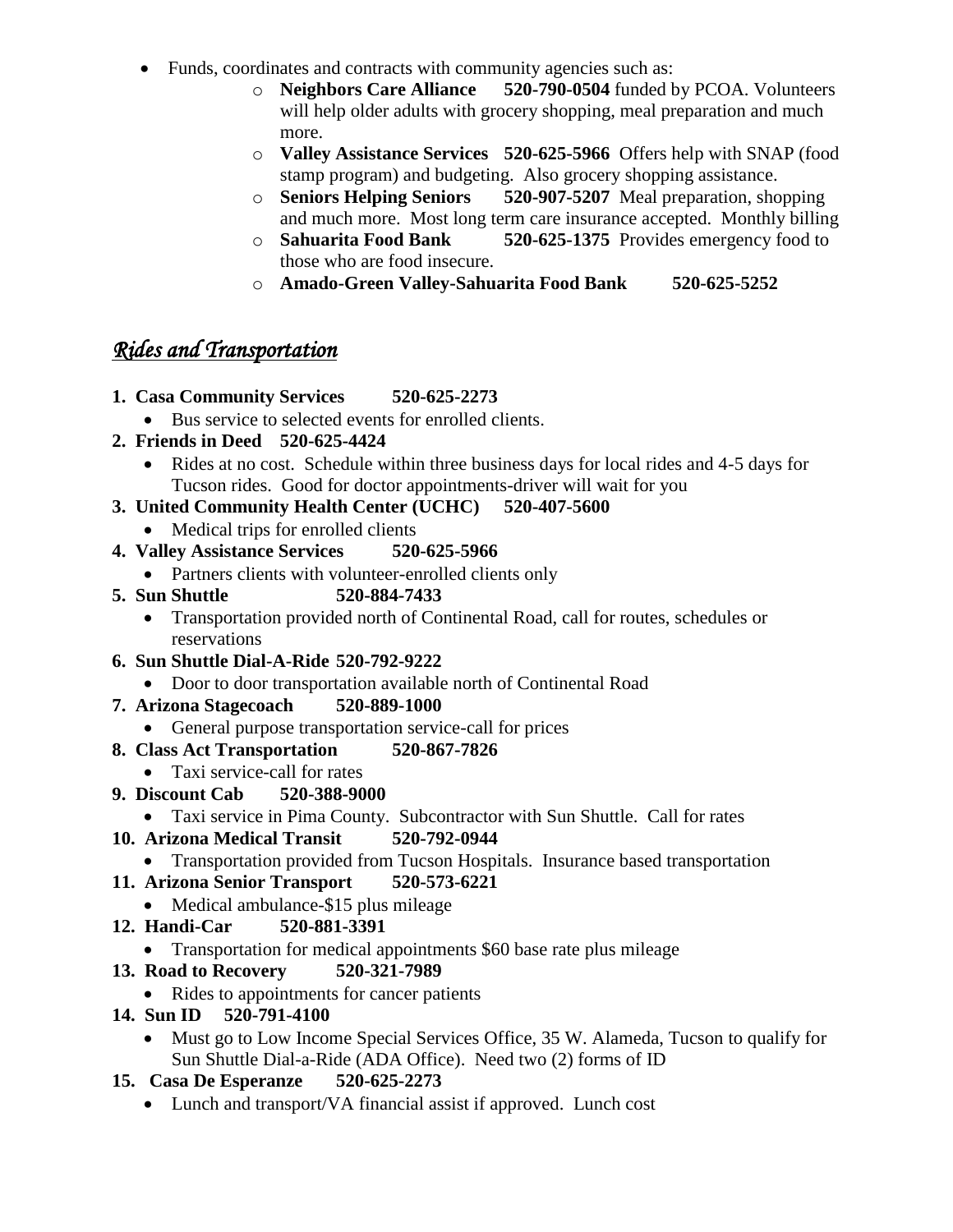- Funds, coordinates and contracts with community agencies such as:
    - **Neighbors Care Alliance 520-790-0504** funded by PCOA. Volunteers will help older adults with grocery shopping, meal preparation and much more.
    - **Valley Assistance Services 520-625-5966** Offers help with SNAP (food stamp program) and budgeting. Also grocery shopping assistance.
    - **Seniors Helping Seniors 520-907-5207** Meal preparation, shopping and much more. Most long term care insurance accepted. Monthly billing
    - **Sahuarita Food Bank 520-625-1375** Provides emergency food to those who are food insecure.
    - **Amado-Green Valley-Sahuarita Food Bank 520-625-5252**

## *Rides and Transportation*

1. **Casa Community Services 520-625-2273**
    - Bus service to selected events for enrolled clients.
2. **Friends in Deed 520-625-4424**
    - Rides at no cost. Schedule within three business days for local rides and 4-5 days for Tucson rides. Good for doctor appointments-driver will wait for you
3. **United Community Health Center (UCHC) 520-407-5600**
    - Medical trips for enrolled clients
4. **Valley Assistance Services 520-625-5966**
    - Partners clients with volunteer-enrolled clients only
5. **Sun Shuttle 520-884-7433**
    - Transportation provided north of Continental Road, call for routes, schedules or reservations
6. **Sun Shuttle Dial-A-Ride 520-792-9222**
    - Door to door transportation available north of Continental Road
7. **Arizona Stagecoach 520-889-1000**
    - General purpose transportation service-call for prices
8. **Class Act Transportation 520-867-7826**
    - Taxi service-call for rates
9. **Discount Cab 520-388-9000**
    - Taxi service in Pima County. Subcontractor with Sun Shuttle. Call for rates
10. **Arizona Medical Transit 520-792-0944**
    - Transportation provided from Tucson Hospitals. Insurance based transportation
11. **Arizona Senior Transport 520-573-6221**
    - Medical ambulance-$15 plus mileage
12. **Handi-Car 520-881-3391**
    - Transportation for medical appointments $60 base rate plus mileage
13. **Road to Recovery 520-321-7989**
    - Rides to appointments for cancer patients
14. **Sun ID 520-791-4100**
    - Must go to Low Income Special Services Office, 35 W. Alameda, Tucson to qualify for Sun Shuttle Dial-a-Ride (ADA Office). Need two (2) forms of ID
15. **Casa De Esperanze 520-625-2273**
    - Lunch and transport/VA financial assist if approved. Lunch cost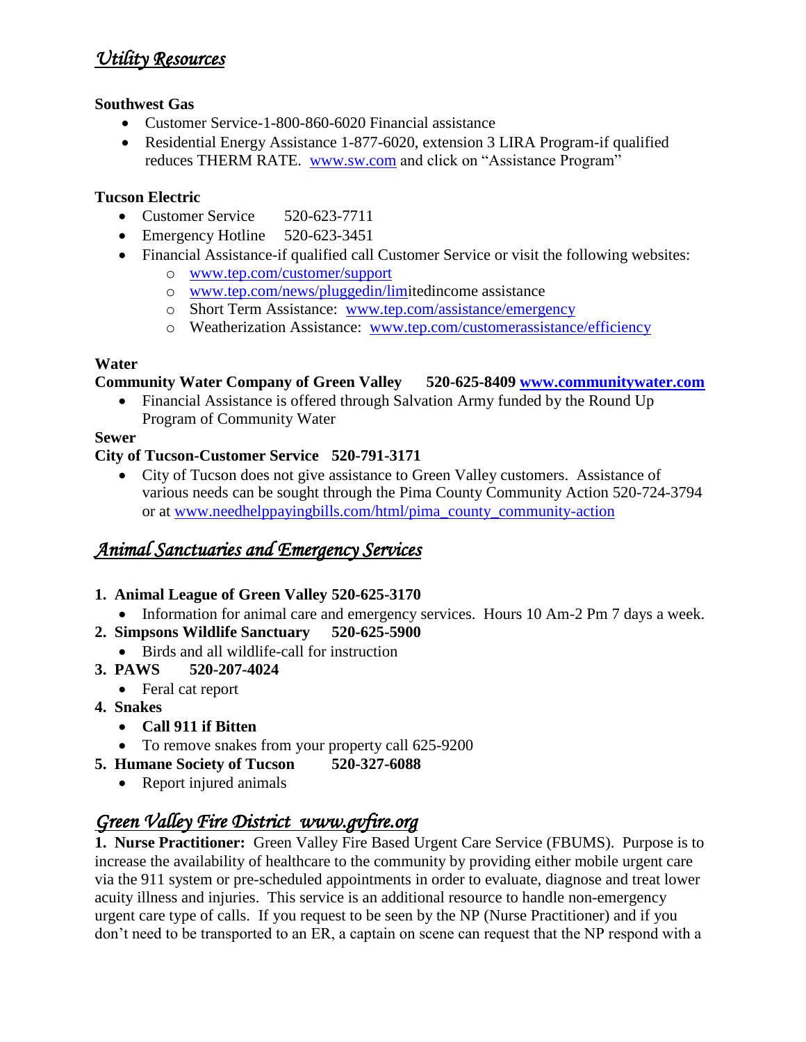## *Utility Resources*

**Southwest Gas**

- Customer Service-1-800-860-6020 Financial assistance
- Residential Energy Assistance 1-877-6020, extension 3 LIRA Program-if qualified reduces THERM RATE. www.sw.com and click on "Assistance Program"

**Tucson Electric**

- Customer Service 520-623-7711
- Emergency Hotline 520-623-3451
- Financial Assistance-if qualified call Customer Service or visit the following websites:
  - www.tep.com/customer/support
  - www.tep.com/news/pluggedin/limitedincome assistance
  - Short Term Assistance: www.tep.com/assistance/emergency
  - Weatherization Assistance: www.tep.com/customerassistance/efficiency

**Water**

**Community Water Company of Green Valley 520-625-8409 www.communitywater.com**

- Financial Assistance is offered through Salvation Army funded by the Round Up Program of Community Water

**Sewer**

**City of Tucson-Customer Service 520-791-3171**

- City of Tucson does not give assistance to Green Valley customers. Assistance of various needs can be sought through the Pima County Community Action 520-724-3794 or at www.needhelppayingbills.com/html/pima_county_community-action

## *Animal Sanctuaries and Emergency Services*

1. **Animal League of Green Valley 520-625-3170**
   - Information for animal care and emergency services. Hours 10 Am-2 Pm 7 days a week.
2. **Simpsons Wildlife Sanctuary 520-625-5900**
   - Birds and all wildlife-call for instruction
3. **PAWS 520-207-4024**
   - Feral cat report
4. **Snakes**
   - **Call 911 if Bitten**
   - To remove snakes from your property call 625-9200
5. **Humane Society of Tucson 520-327-6088**
   - Report injured animals

## *Green Valley Fire District www.gvfire.org*

**1. Nurse Practitioner:** Green Valley Fire Based Urgent Care Service (FBUMS). Purpose is to increase the availability of healthcare to the community by providing either mobile urgent care via the 911 system or pre-scheduled appointments in order to evaluate, diagnose and treat lower acuity illness and injuries. This service is an additional resource to handle non-emergency urgent care type of calls. If you request to be seen by the NP (Nurse Practitioner) and if you don't need to be transported to an ER, a captain on scene can request that the NP respond with a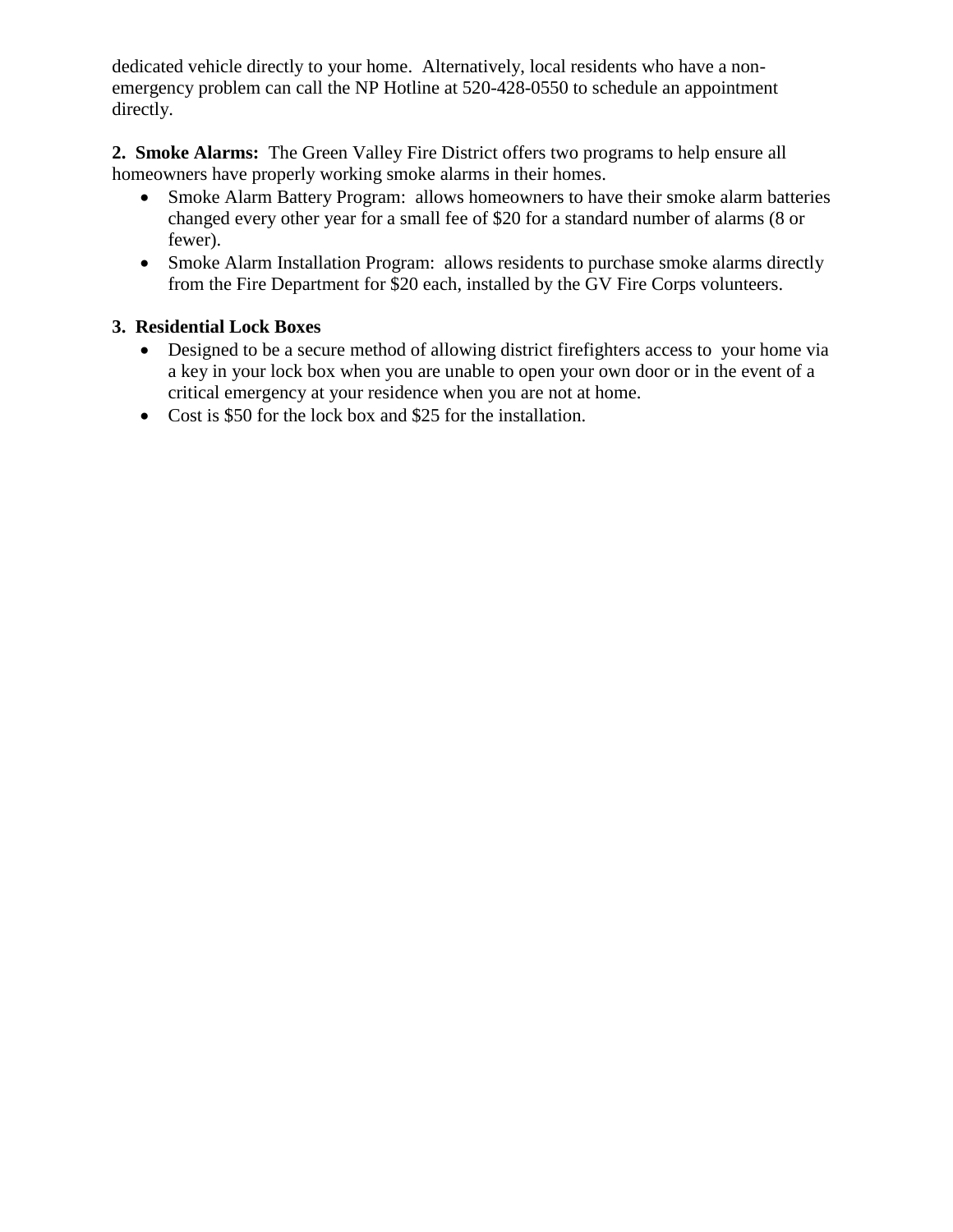dedicated vehicle directly to your home. Alternatively, local residents who have a non-emergency problem can call the NP Hotline at 520-428-0550 to schedule an appointment directly.

**2. Smoke Alarms:** The Green Valley Fire District offers two programs to help ensure all homeowners have properly working smoke alarms in their homes.

- Smoke Alarm Battery Program: allows homeowners to have their smoke alarm batteries changed every other year for a small fee of $20 for a standard number of alarms (8 or fewer).
- Smoke Alarm Installation Program: allows residents to purchase smoke alarms directly from the Fire Department for $20 each, installed by the GV Fire Corps volunteers.

**3. Residential Lock Boxes**

- Designed to be a secure method of allowing district firefighters access to your home via a key in your lock box when you are unable to open your own door or in the event of a critical emergency at your residence when you are not at home.
- Cost is $50 for the lock box and $25 for the installation.